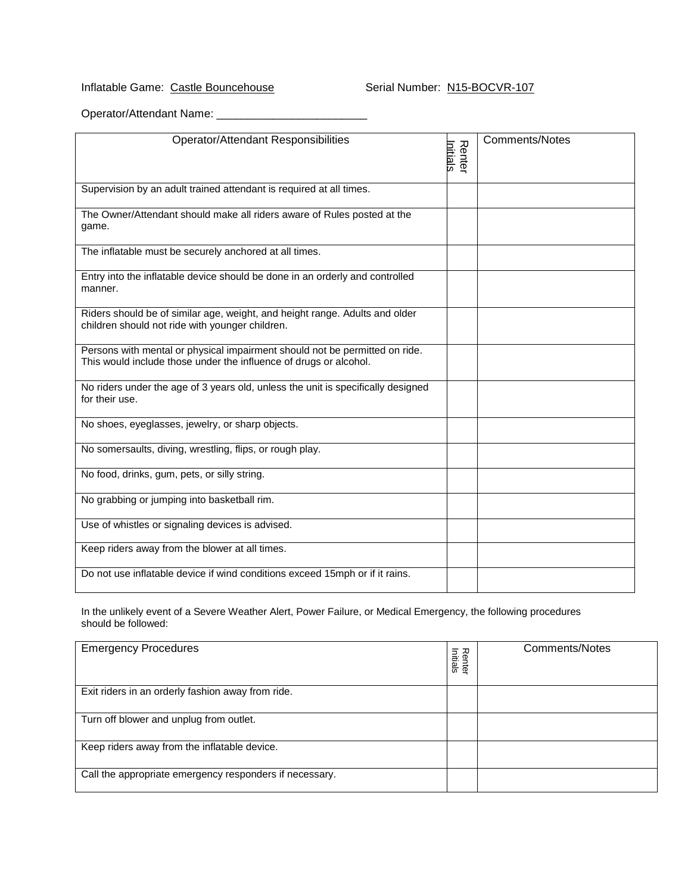Inflatable Game: <u>Castle Bouncehouse</u>    Serial Number: <u>N15-BOCVR-107</u>

Operator/Attendant Name: ________________________

| Operator/Attendant Responsibilities | Renter Initials | Comments/Notes |
| --- | --- | --- |
| Supervision by an adult trained attendant is required at all times. | | |
| The Owner/Attendant should make all riders aware of Rules posted at the game. | | |
| The inflatable must be securely anchored at all times. | | |
| Entry into the inflatable device should be done in an orderly and controlled manner. | | |
| Riders should be of similar age, weight, and height range. Adults and older children should not ride with younger children. | | |
| Persons with mental or physical impairment should not be permitted on ride. This would include those under the influence of drugs or alcohol. | | |
| No riders under the age of 3 years old, unless the unit is specifically designed for their use. | | |
| No shoes, eyeglasses, jewelry, or sharp objects. | | |
| No somersaults, diving, wrestling, flips, or rough play. | | |
| No food, drinks, gum, pets, or silly string. | | |
| No grabbing or jumping into basketball rim. | | |
| Use of whistles or signaling devices is advised. | | |
| Keep riders away from the blower at all times. | | |
| Do not use inflatable device if wind conditions exceed 15mph or if it rains. | | |

In the unlikely event of a Severe Weather Alert, Power Failure, or Medical Emergency, the following procedures should be followed:

| Emergency Procedures | Renter Initials | Comments/Notes |
| --- | --- | --- |
| Exit riders in an orderly fashion away from ride. | | |
| Turn off blower and unplug from outlet. | | |
| Keep riders away from the inflatable device. | | |
| Call the appropriate emergency responders if necessary. | | |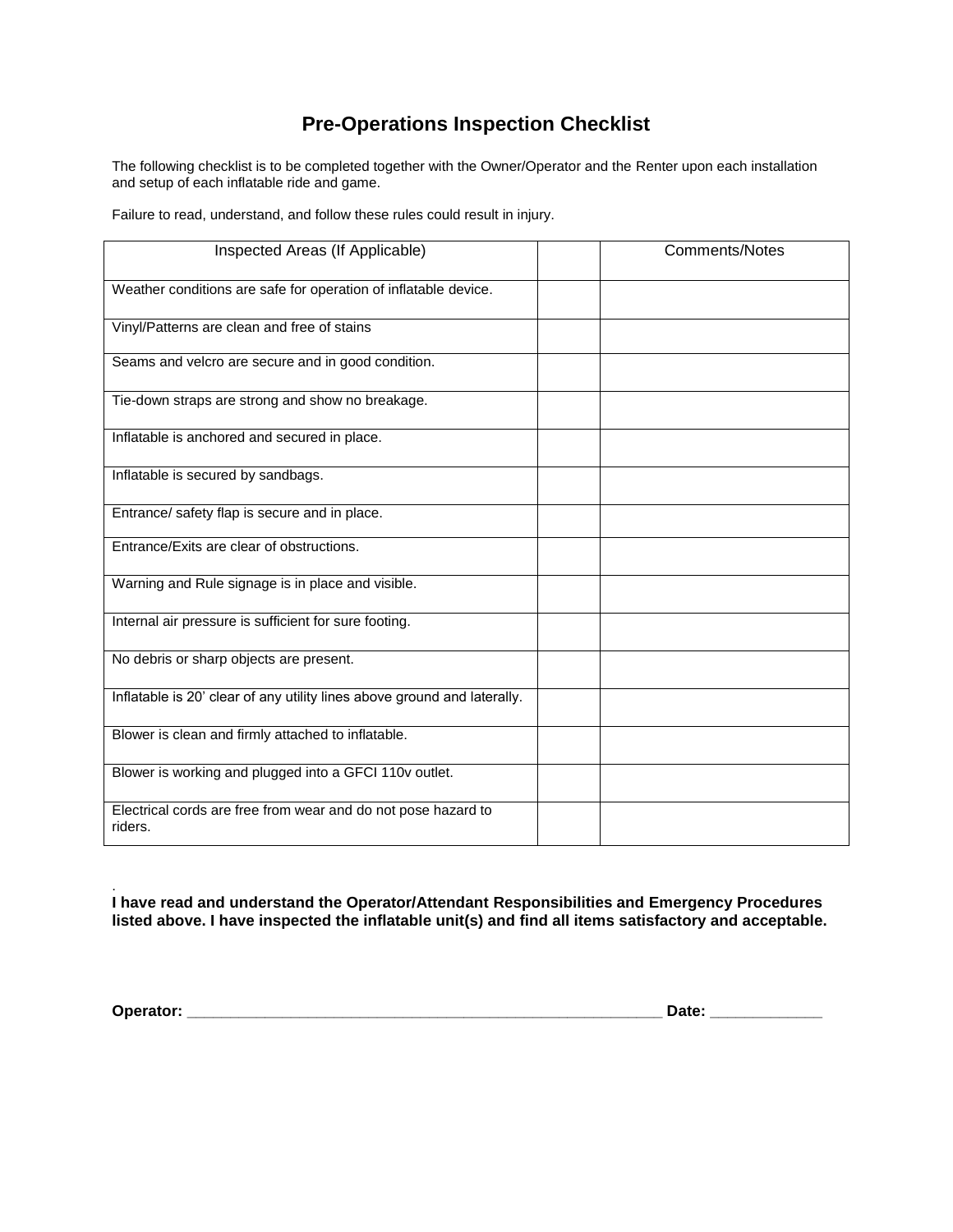# Pre-Operations Inspection Checklist

The following checklist is to be completed together with the Owner/Operator and the Renter upon each installation and setup of each inflatable ride and game.

Failure to read, understand, and follow these rules could result in injury.

| Inspected Areas (If Applicable) | | Comments/Notes |
|---|---|---|
| Weather conditions are safe for operation of inflatable device. | | |
| Vinyl/Patterns are clean and free of stains | | |
| Seams and velcro are secure and in good condition. | | |
| Tie-down straps are strong and show no breakage. | | |
| Inflatable is anchored and secured in place. | | |
| Inflatable is secured by sandbags. | | |
| Entrance/ safety flap is secure and in place. | | |
| Entrance/Exits are clear of obstructions. | | |
| Warning and Rule signage is in place and visible. | | |
| Internal air pressure is sufficient for sure footing. | | |
| No debris or sharp objects are present. | | |
| Inflatable is 20' clear of any utility lines above ground and laterally. | | |
| Blower is clean and firmly attached to inflatable. | | |
| Blower is working and plugged into a GFCI 110v outlet. | | |
| Electrical cords are free from wear and do not pose hazard to riders. | | |

.
**I have read and understand the Operator/Attendant Responsibilities and Emergency Procedures listed above. I have inspected the inflatable unit(s) and find all items satisfactory and acceptable.**

**Operator:** ______________________________________________________ **Date:** _____________